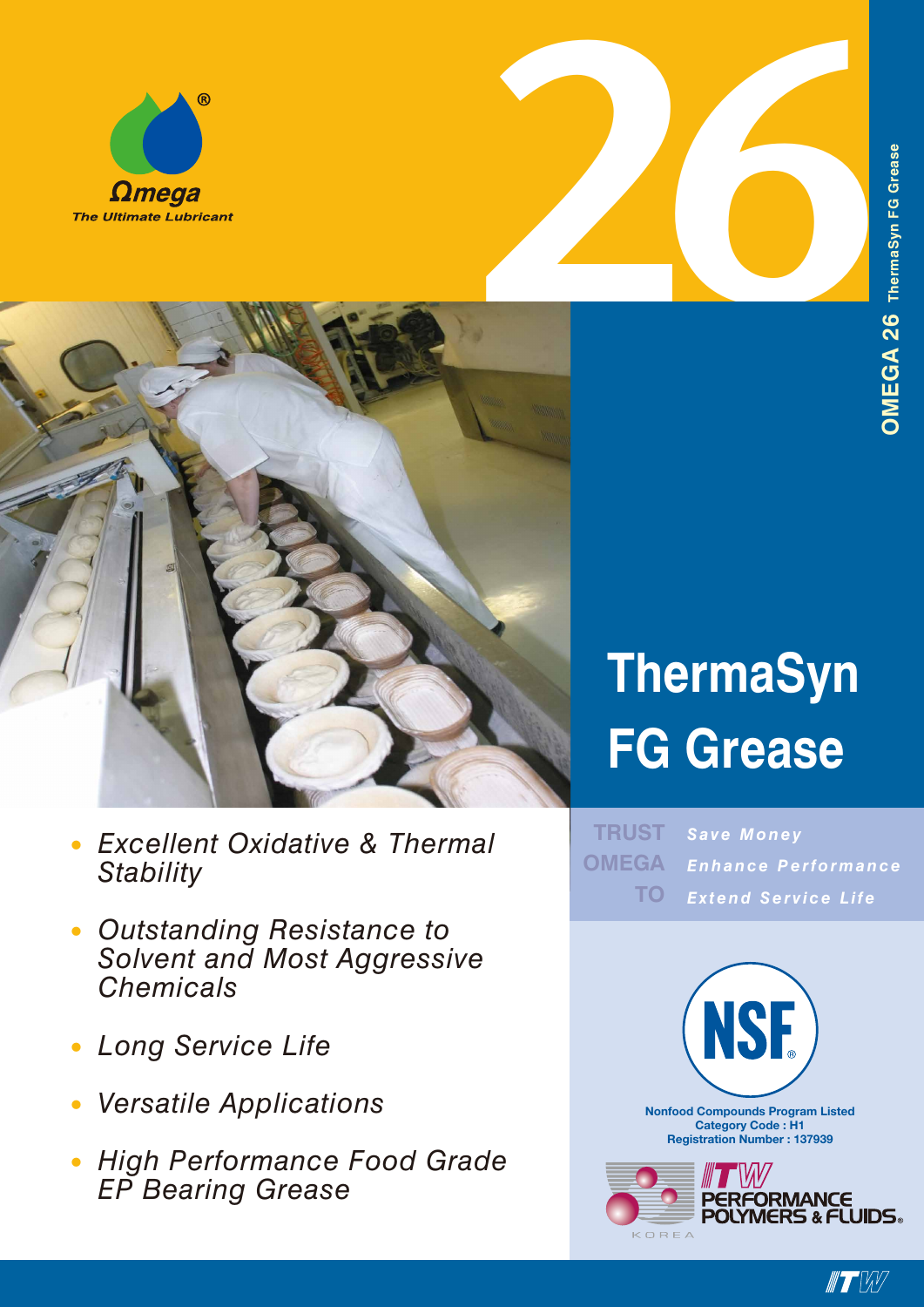Ωmega

*The Ultimate Lubricant*

# 26

**OMEGA 26** ThermaSyn FG Grease

# ThermaSyn FG Grease

- *Excellent Oxidative & Thermal Stability*
- *Outstanding Resistance to Solvent and Most Aggressive Chemicals*
- *Long Service Life*
- *Versatile Applications*
- *High Performance Food Grade EP Bearing Grease*

**TRUST** ***Save Money***
**OMEGA** ***Enhance Performance***
**TO** ***Extend Service Life***

NSF

**Nonfood Compounds Program Listed**
**Category Code : H1**
**Registration Number : 137939**

ITW PERFORMANCE POLYMERS & FLUIDS KOREA

ITW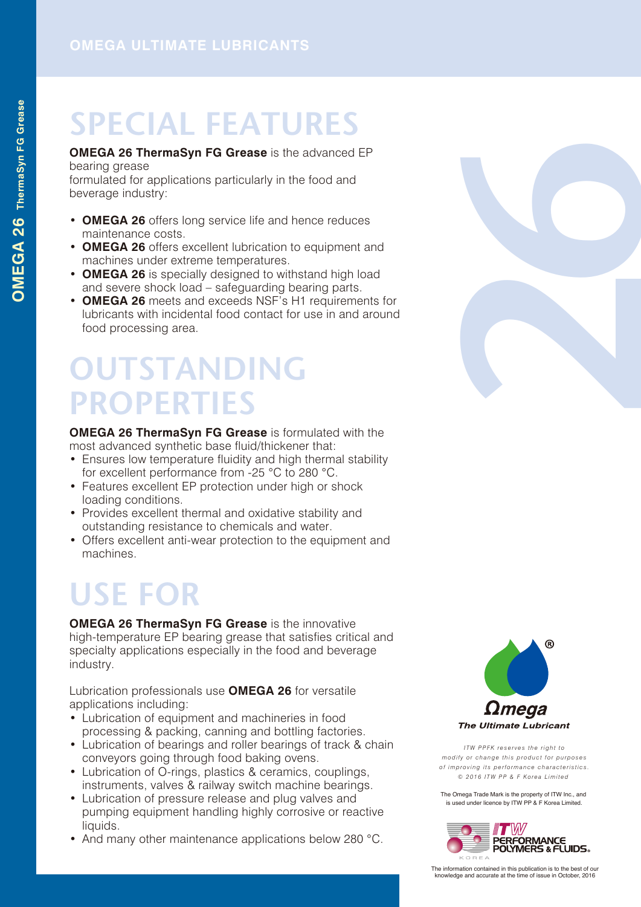# SPECIAL FEATURES

**OMEGA 26 ThermaSyn FG Grease** is the advanced EP bearing grease formulated for applications particularly in the food and beverage industry:

- **OMEGA 26** offers long service life and hence reduces maintenance costs.
- **OMEGA 26** offers excellent lubrication to equipment and machines under extreme temperatures.
- **OMEGA 26** is specially designed to withstand high load and severe shock load – safeguarding bearing parts.
- **OMEGA 26** meets and exceeds NSF's H1 requirements for lubricants with incidental food contact for use in and around food processing area.

# OUTSTANDING PROPERTIES

**OMEGA 26 ThermaSyn FG Grease** is formulated with the most advanced synthetic base fluid/thickener that:

- Ensures low temperature fluidity and high thermal stability for excellent performance from -25 °C to 280 °C.
- Features excellent EP protection under high or shock loading conditions.
- Provides excellent thermal and oxidative stability and outstanding resistance to chemicals and water.
- Offers excellent anti-wear protection to the equipment and machines.

# USE FOR

**OMEGA 26 ThermaSyn FG Grease** is the innovative high-temperature EP bearing grease that satisfies critical and specialty applications especially in the food and beverage industry.

Lubrication professionals use **OMEGA 26** for versatile applications including:

- Lubrication of equipment and machineries in food processing & packing, canning and bottling factories.
- Lubrication of bearings and roller bearings of track & chain conveyors going through food baking ovens.
- Lubrication of O-rings, plastics & ceramics, couplings, instruments, valves & railway switch machine bearings.
- Lubrication of pressure release and plug valves and pumping equipment handling highly corrosive or reactive liquids.
- And many other maintenance applications below 280 °C.

Ωmega®
*The Ultimate Lubricant*

*ITW PPFK reserves the right to modify or change this product for purposes of improving its performance characteristics. © 2016 ITW PP & F Korea Limited*

The Omega Trade Mark is the property of ITW Inc., and is used under licence by ITW PP & F Korea Limited.

ITW PERFORMANCE POLYMERS & FLUIDS KOREA

The information contained in this publication is to the best of our knowledge and accurate at the time of issue in October, 2016